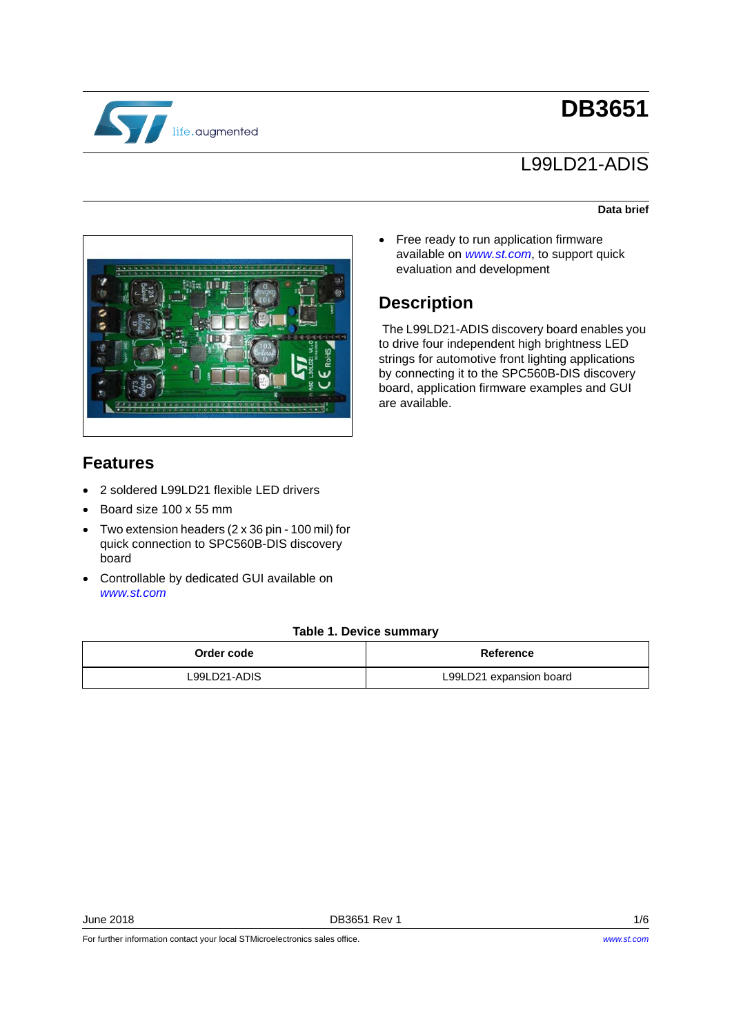# DB3651

## L99LD21-ADIS

**Data brief**

- Free ready to run application firmware available on *www.st.com*, to support quick evaluation and development

## Description

The L99LD21-ADIS discovery board enables you to drive four independent high brightness LED strings for automotive front lighting applications by connecting it to the SPC560B-DIS discovery board, application firmware examples and GUI are available.

## Features

- 2 soldered L99LD21 flexible LED drivers
- Board size 100 x 55 mm
- Two extension headers (2 x 36 pin - 100 mil) for quick connection to SPC560B-DIS discovery board
- Controllable by dedicated GUI available on *www.st.com*

**Table 1. Device summary**

| Order code | Reference |
|---|---|
| L99LD21-ADIS | L99LD21 expansion board |

June 2018 DB3651 Rev 1

For further information contact your local STMicroelectronics sales office.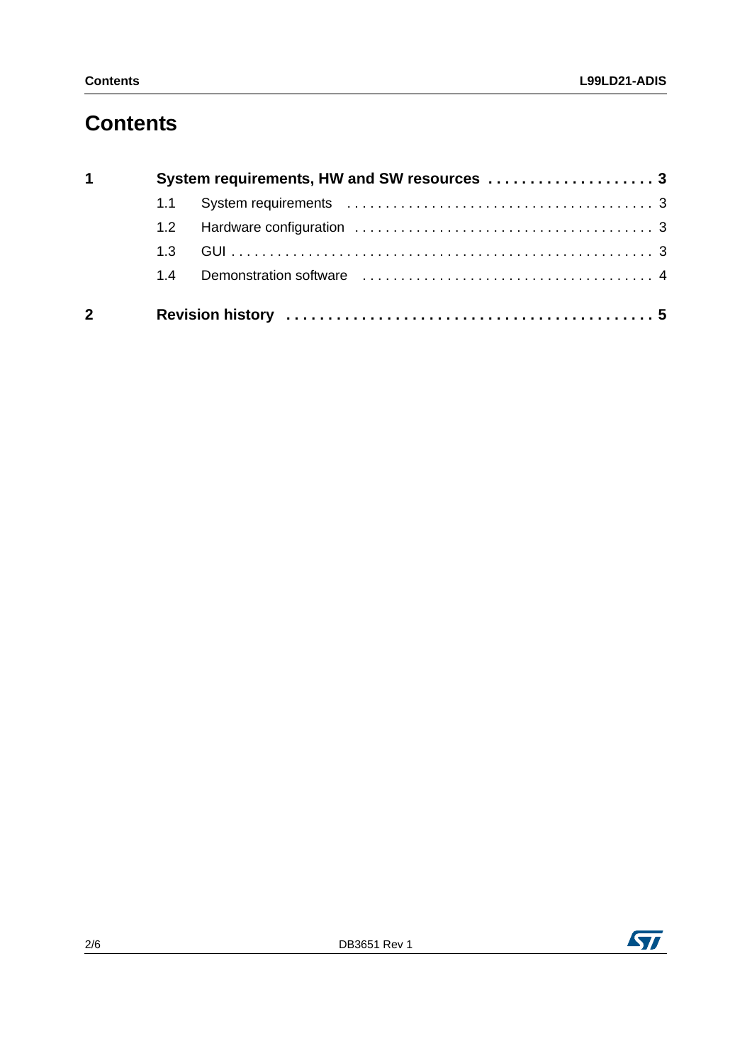# Contents

**1 System requirements, HW and SW resources . . . . . . . . . . . . . . . . . . . . 3**

- 1.1 System requirements . . . . . . . . . . . . . . . . . . . . . . . . . . . . . . . . . . . . . . 3
- 1.2 Hardware configuration . . . . . . . . . . . . . . . . . . . . . . . . . . . . . . . . . . . . 3
- 1.3 GUI . . . . . . . . . . . . . . . . . . . . . . . . . . . . . . . . . . . . . . . . . . . . . . . . . . . . 3
- 1.4 Demonstration software . . . . . . . . . . . . . . . . . . . . . . . . . . . . . . . . . . . . 4

**2 Revision history . . . . . . . . . . . . . . . . . . . . . . . . . . . . . . . . . . . . . . . . . . 5**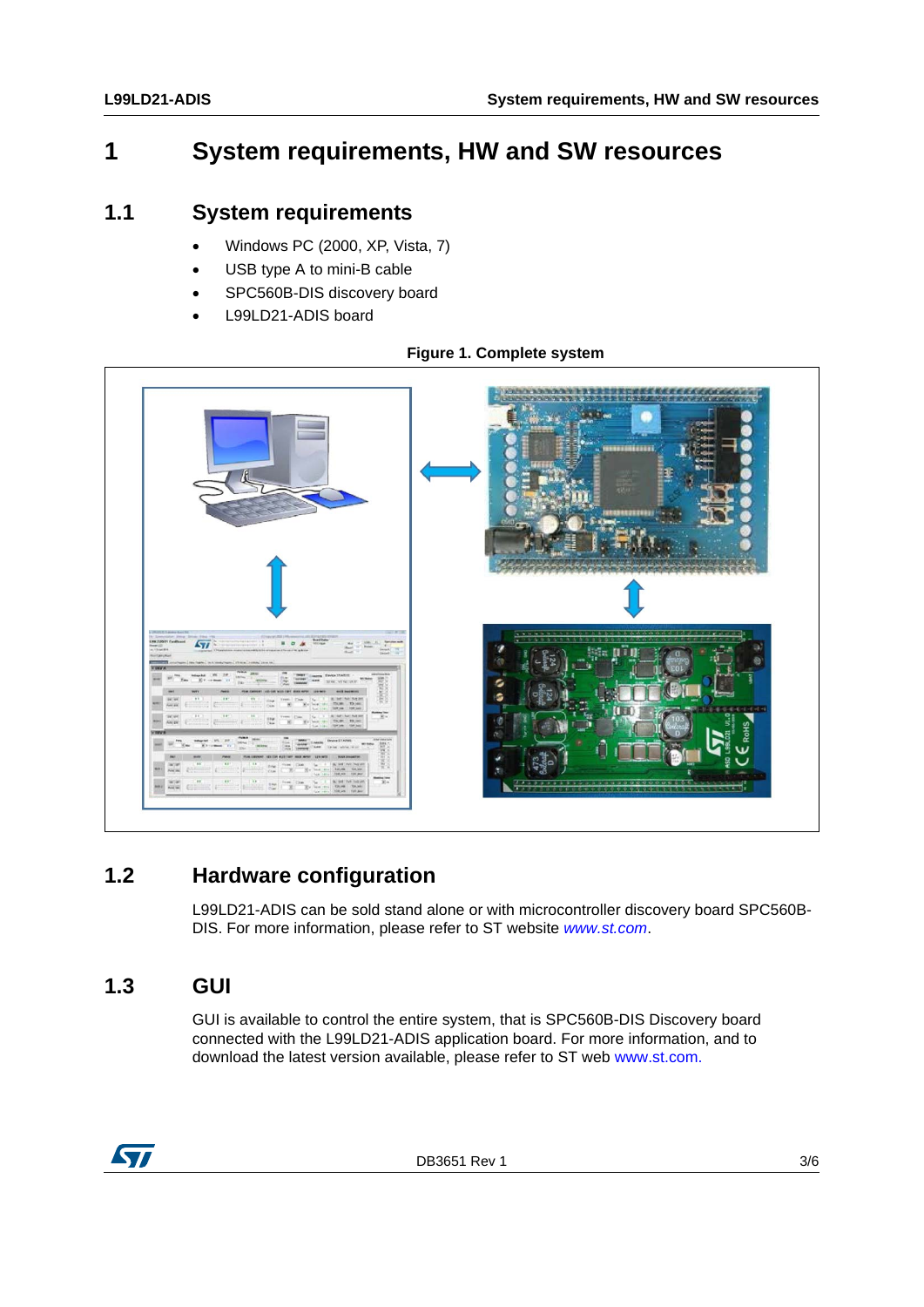# 1 System requirements, HW and SW resources

## 1.1 System requirements

- Windows PC (2000, XP, Vista, 7)
- USB type A to mini-B cable
- SPC560B-DIS discovery board
- L99LD21-ADIS board

**Figure 1. Complete system**

## 1.2 Hardware configuration

L99LD21-ADIS can be sold stand alone or with microcontroller discovery board SPC560B-DIS. For more information, please refer to ST website *www.st.com*.

## 1.3 GUI

GUI is available to control the entire system, that is SPC560B-DIS Discovery board connected with the L99LD21-ADIS application board. For more information, and to download the latest version available, please refer to ST web www.st.com.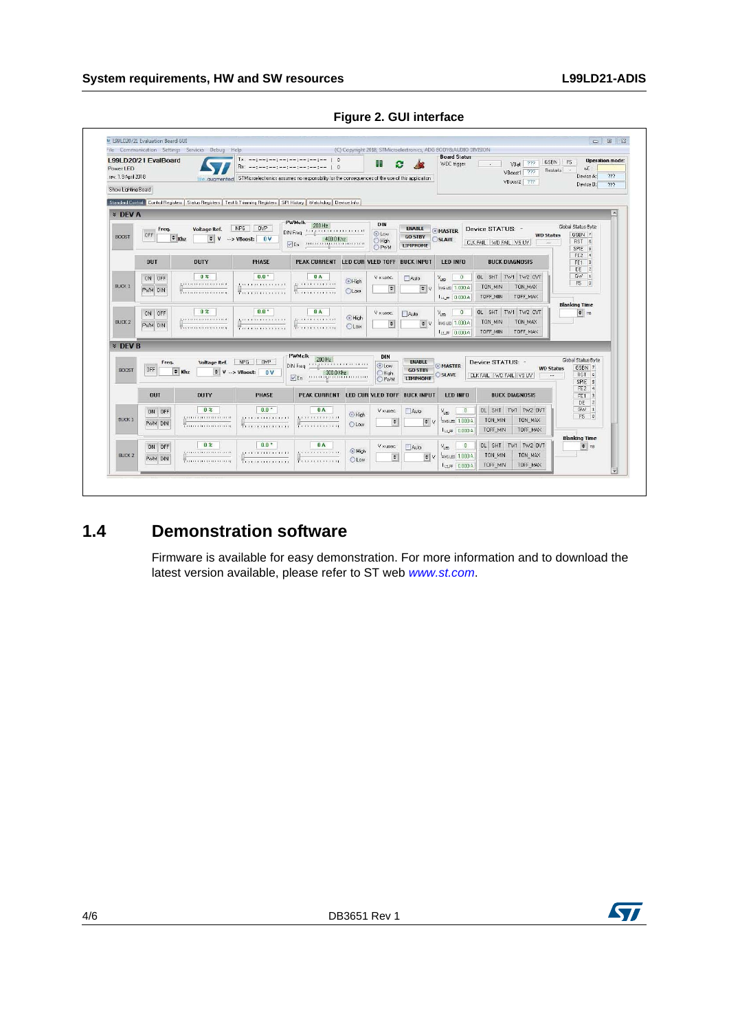**Figure 2. GUI interface**

## 1.4 Demonstration software

Firmware is available for easy demonstration. For more information and to download the latest version available, please refer to ST web *www.st.com*.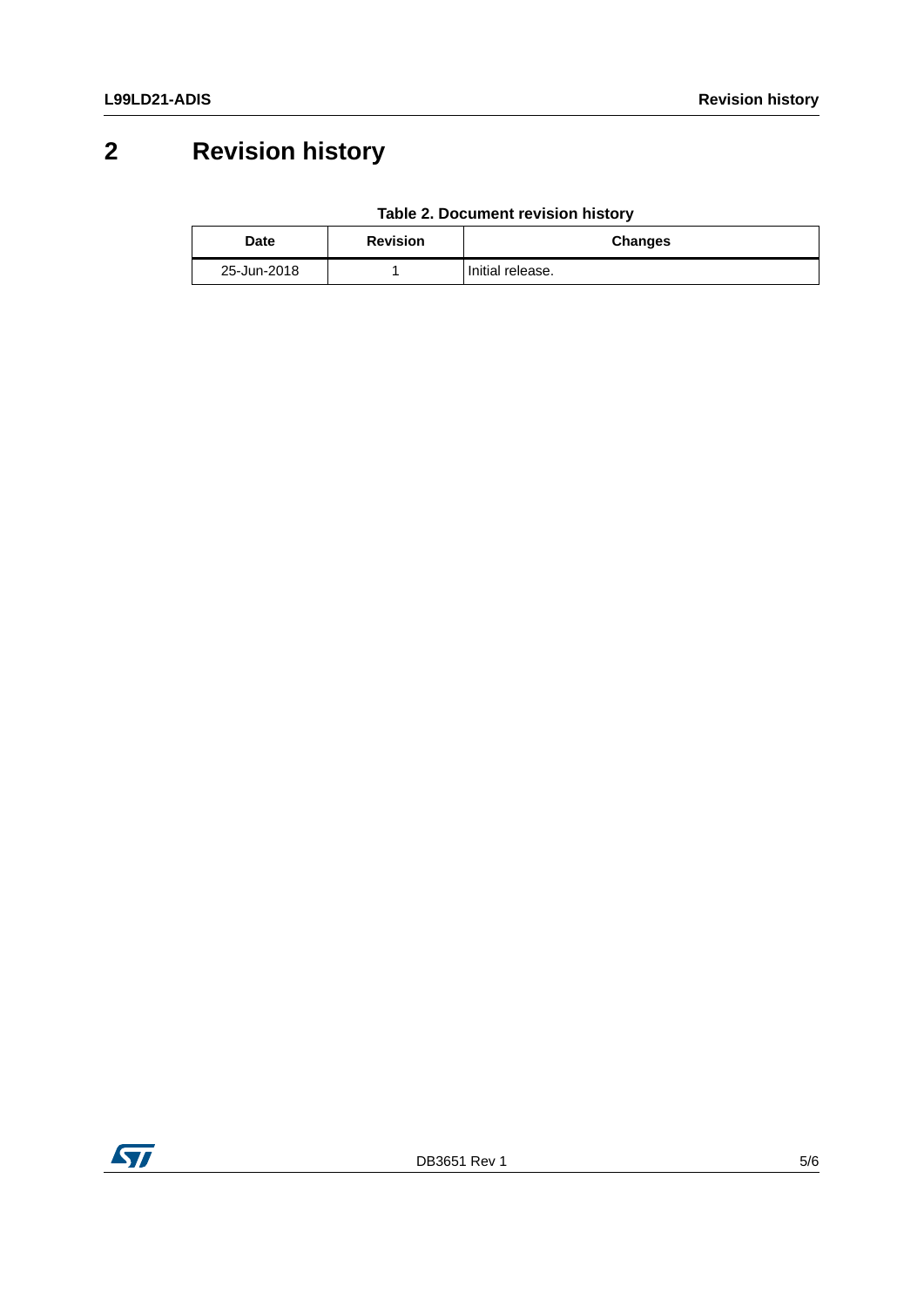# 2 Revision history

**Table 2. Document revision history**

| Date | Revision | Changes |
| --- | --- | --- |
| 25-Jun-2018 | 1 | Initial release. |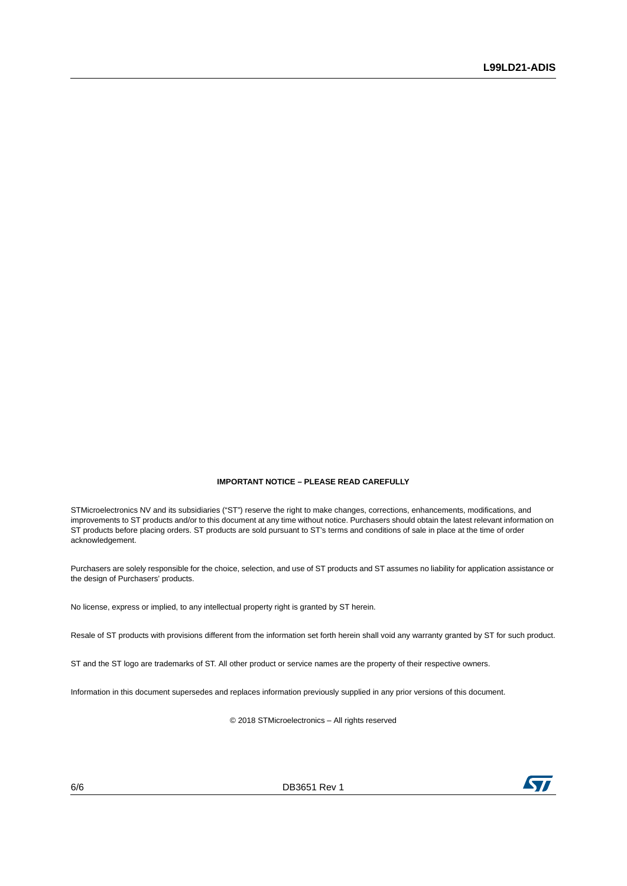**IMPORTANT NOTICE – PLEASE READ CAREFULLY**

STMicroelectronics NV and its subsidiaries ("ST") reserve the right to make changes, corrections, enhancements, modifications, and improvements to ST products and/or to this document at any time without notice. Purchasers should obtain the latest relevant information on ST products before placing orders. ST products are sold pursuant to ST's terms and conditions of sale in place at the time of order acknowledgement.

Purchasers are solely responsible for the choice, selection, and use of ST products and ST assumes no liability for application assistance or the design of Purchasers' products.

No license, express or implied, to any intellectual property right is granted by ST herein.

Resale of ST products with provisions different from the information set forth herein shall void any warranty granted by ST for such product.

ST and the ST logo are trademarks of ST. All other product or service names are the property of their respective owners.

Information in this document supersedes and replaces information previously supplied in any prior versions of this document.

© 2018 STMicroelectronics – All rights reserved